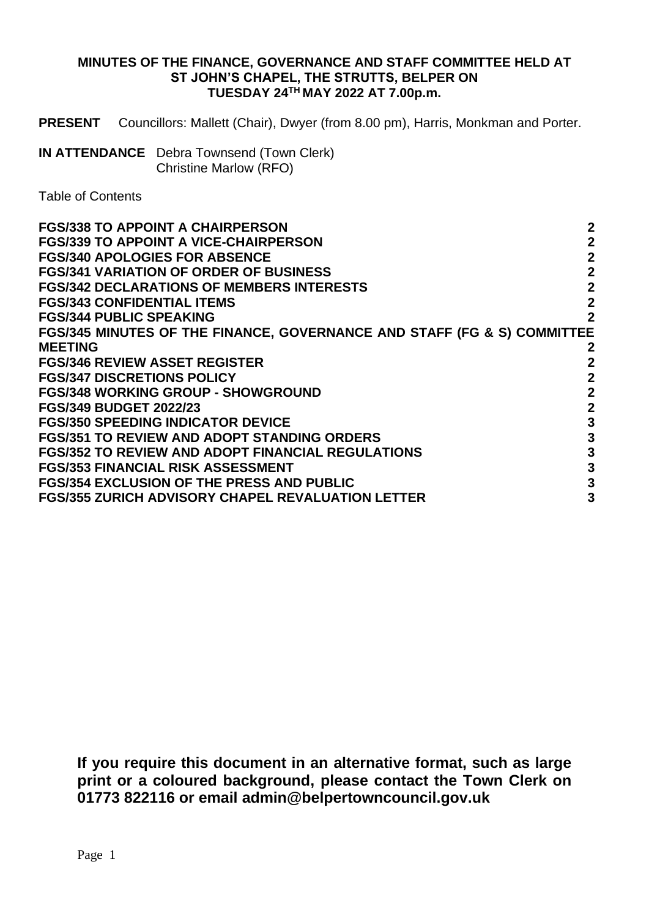# MINUTES OF THE FINANCE, GOVERNANCE AND STAFF COMMITTEE HELD AT ST JOHN'S CHAPEL, THE STRUTTS, BELPER ON TUESDAY 24TH MAY 2022 AT 7.00p.m.

**PRESENT** Councillors: Mallett (Chair), Dwyer (from 8.00 pm), Harris, Monkman and Porter.

**IN ATTENDANCE** Debra Townsend (Town Clerk)
Christine Marlow (RFO)

Table of Contents

| | |
|---|---|
| **FGS/338 TO APPOINT A CHAIRPERSON** | **2** |
| **FGS/339 TO APPOINT A VICE-CHAIRPERSON** | **2** |
| **FGS/340 APOLOGIES FOR ABSENCE** | **2** |
| **FGS/341 VARIATION OF ORDER OF BUSINESS** | **2** |
| **FGS/342 DECLARATIONS OF MEMBERS INTERESTS** | **2** |
| **FGS/343 CONFIDENTIAL ITEMS** | **2** |
| **FGS/344 PUBLIC SPEAKING** | **2** |
| **FGS/345 MINUTES OF THE FINANCE, GOVERNANCE AND STAFF (FG & S) COMMITTEE MEETING** | **2** |
| **FGS/346 REVIEW ASSET REGISTER** | **2** |
| **FGS/347 DISCRETIONS POLICY** | **2** |
| **FGS/348 WORKING GROUP - SHOWGROUND** | **2** |
| **FGS/349 BUDGET 2022/23** | **2** |
| **FGS/350 SPEEDING INDICATOR DEVICE** | **3** |
| **FGS/351 TO REVIEW AND ADOPT STANDING ORDERS** | **3** |
| **FGS/352 TO REVIEW AND ADOPT FINANCIAL REGULATIONS** | **3** |
| **FGS/353 FINANCIAL RISK ASSESSMENT** | **3** |
| **FGS/354 EXCLUSION OF THE PRESS AND PUBLIC** | **3** |
| **FGS/355 ZURICH ADVISORY CHAPEL REVALUATION LETTER** | **3** |

**If you require this document in an alternative format, such as large print or a coloured background, please contact the Town Clerk on 01773 822116 or email admin@belpertowncouncil.gov.uk**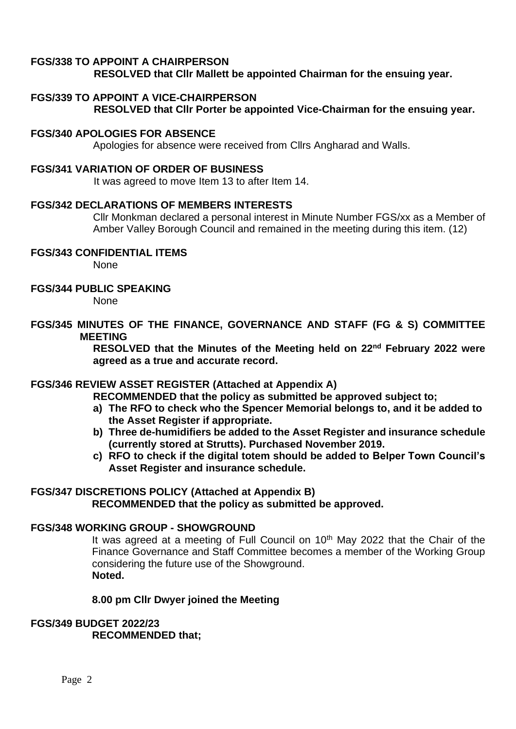**FGS/338 TO APPOINT A CHAIRPERSON**

**RESOLVED that Cllr Mallett be appointed Chairman for the ensuing year.**

**FGS/339 TO APPOINT A VICE-CHAIRPERSON**

**RESOLVED that Cllr Porter be appointed Vice-Chairman for the ensuing year.**

**FGS/340 APOLOGIES FOR ABSENCE**

Apologies for absence were received from Cllrs Angharad and Walls.

**FGS/341 VARIATION OF ORDER OF BUSINESS**

It was agreed to move Item 13 to after Item 14.

**FGS/342 DECLARATIONS OF MEMBERS INTERESTS**

Cllr Monkman declared a personal interest in Minute Number FGS/xx as a Member of Amber Valley Borough Council and remained in the meeting during this item. (12)

**FGS/343 CONFIDENTIAL ITEMS**

None

**FGS/344 PUBLIC SPEAKING**

None

**FGS/345 MINUTES OF THE FINANCE, GOVERNANCE AND STAFF (FG & S) COMMITTEE MEETING**

**RESOLVED that the Minutes of the Meeting held on 22nd February 2022 were agreed as a true and accurate record.**

**FGS/346 REVIEW ASSET REGISTER (Attached at Appendix A)**

**RECOMMENDED that the policy as submitted be approved subject to;**

**a) The RFO to check who the Spencer Memorial belongs to, and it be added to the Asset Register if appropriate.**

**b) Three de-humidifiers be added to the Asset Register and insurance schedule (currently stored at Strutts). Purchased November 2019.**

**c) RFO to check if the digital totem should be added to Belper Town Council's Asset Register and insurance schedule.**

**FGS/347 DISCRETIONS POLICY (Attached at Appendix B)**

**RECOMMENDED that the policy as submitted be approved.**

**FGS/348 WORKING GROUP - SHOWGROUND**

It was agreed at a meeting of Full Council on 10th May 2022 that the Chair of the Finance Governance and Staff Committee becomes a member of the Working Group considering the future use of the Showground.

**Noted.**

**8.00 pm Cllr Dwyer joined the Meeting**

**FGS/349 BUDGET 2022/23**

**RECOMMENDED that;**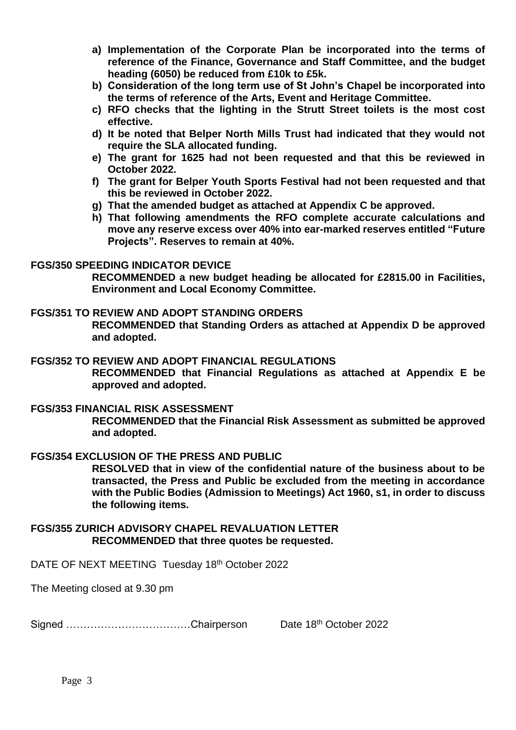- **a) Implementation of the Corporate Plan be incorporated into the terms of reference of the Finance, Governance and Staff Committee, and the budget heading (6050) be reduced from £10k to £5k.**
- **b) Consideration of the long term use of St John's Chapel be incorporated into the terms of reference of the Arts, Event and Heritage Committee.**
- **c) RFO checks that the lighting in the Strutt Street toilets is the most cost effective.**
- **d) It be noted that Belper North Mills Trust had indicated that they would not require the SLA allocated funding.**
- **e) The grant for 1625 had not been requested and that this be reviewed in October 2022.**
- **f) The grant for Belper Youth Sports Festival had not been requested and that this be reviewed in October 2022.**
- **g) That the amended budget as attached at Appendix C be approved.**
- **h) That following amendments the RFO complete accurate calculations and move any reserve excess over 40% into ear-marked reserves entitled "Future Projects". Reserves to remain at 40%.**

**FGS/350 SPEEDING INDICATOR DEVICE**

**RECOMMENDED a new budget heading be allocated for £2815.00 in Facilities, Environment and Local Economy Committee.**

**FGS/351 TO REVIEW AND ADOPT STANDING ORDERS**

**RECOMMENDED that Standing Orders as attached at Appendix D be approved and adopted.**

**FGS/352 TO REVIEW AND ADOPT FINANCIAL REGULATIONS**

**RECOMMENDED that Financial Regulations as attached at Appendix E be approved and adopted.**

**FGS/353 FINANCIAL RISK ASSESSMENT**

**RECOMMENDED that the Financial Risk Assessment as submitted be approved and adopted.**

**FGS/354 EXCLUSION OF THE PRESS AND PUBLIC**

**RESOLVED that in view of the confidential nature of the business about to be transacted, the Press and Public be excluded from the meeting in accordance with the Public Bodies (Admission to Meetings) Act 1960, s1, in order to discuss the following items.**

**FGS/355 ZURICH ADVISORY CHAPEL REVALUATION LETTER**

**RECOMMENDED that three quotes be requested.**

DATE OF NEXT MEETING Tuesday 18th October 2022

The Meeting closed at 9.30 pm

Signed ………………………………Chairperson Date 18th October 2022